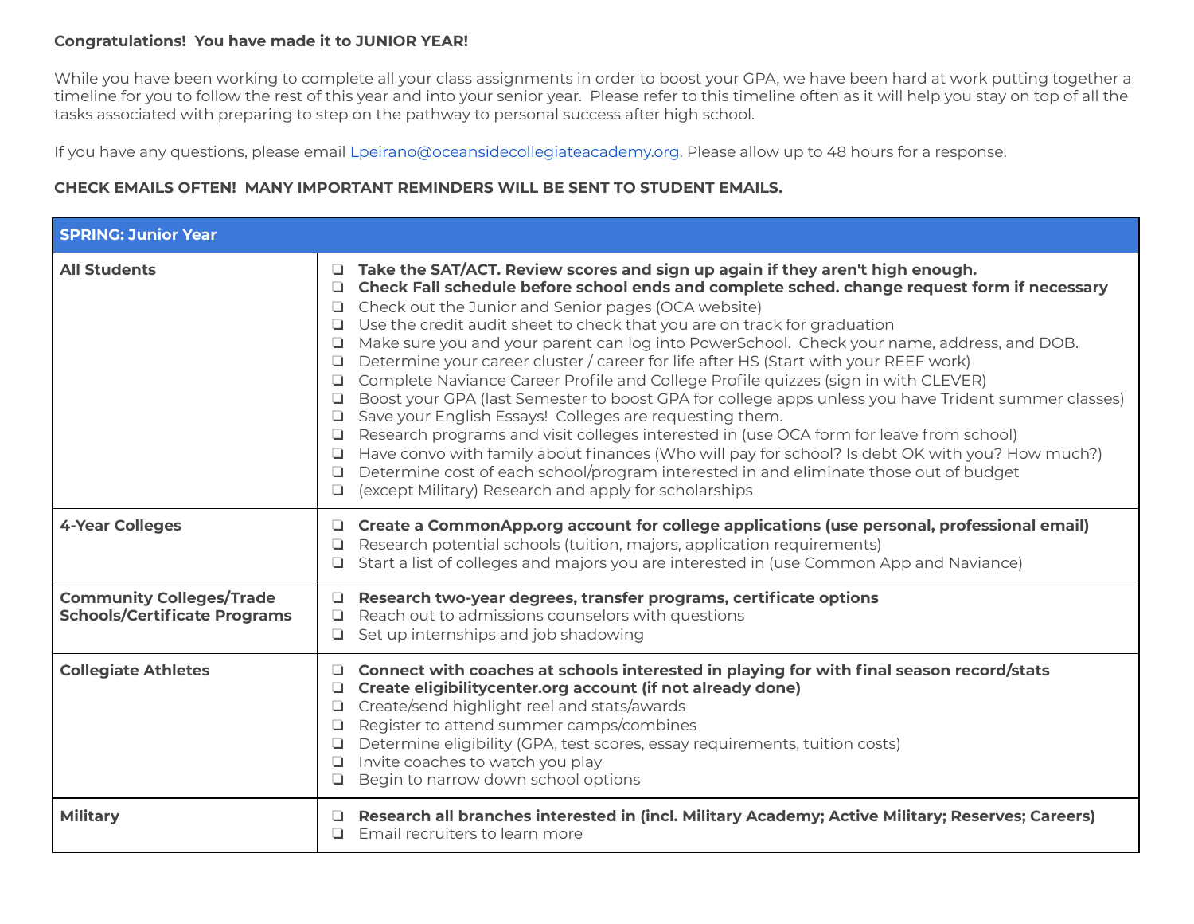**Congratulations!  You have made it to JUNIOR YEAR!**

While you have been working to complete all your class assignments in order to boost your GPA, we have been hard at work putting together a timeline for you to follow the rest of this year and into your senior year.  Please refer to this timeline often as it will help you stay on top of all the tasks associated with preparing to step on the pathway to personal success after high school.

If you have any questions, please email [Lpeirano@oceansidecollegiateacademy.org](mailto:Lpeirano@oceansidecollegiateacademy.org). Please allow up to 48 hours for a response.

**CHECK EMAILS OFTEN!  MANY IMPORTANT REMINDERS WILL BE SENT TO STUDENT EMAILS.**

| **SPRING: Junior Year** | |
|---|---|
| **All Students** | ❑ **Take the SAT/ACT. Review scores and sign up again if they aren't high enough.**<br>❑ **Check Fall schedule before school ends and complete sched. change request form if necessary**<br>❑ Check out the Junior and Senior pages (OCA website)<br>❑ Use the credit audit sheet to check that you are on track for graduation<br>❑ Make sure you and your parent can log into PowerSchool.  Check your name, address, and DOB.<br>❑ Determine your career cluster / career for life after HS (Start with your REEF work)<br>❑ Complete Naviance Career Profile and College Profile quizzes (sign in with CLEVER)<br>❑ Boost your GPA (last Semester to boost GPA for college apps unless you have Trident summer classes)<br>❑ Save your English Essays!  Colleges are requesting them.<br>❑ Research programs and visit colleges interested in (use OCA form for leave from school)<br>❑ Have convo with family about finances (Who will pay for school? Is debt OK with you? How much?)<br>❑ Determine cost of each school/program interested in and eliminate those out of budget<br>❑ (except Military) Research and apply for scholarships |
| **4-Year Colleges** | ❑ **Create a CommonApp.org account for college applications (use personal, professional email)**<br>❑ Research potential schools (tuition, majors, application requirements)<br>❑ Start a list of colleges and majors you are interested in (use Common App and Naviance) |
| **Community Colleges/Trade Schools/Certificate Programs** | ❑ **Research two-year degrees, transfer programs, certificate options**<br>❑ Reach out to admissions counselors with questions<br>❑ Set up internships and job shadowing |
| **Collegiate Athletes** | ❑ **Connect with coaches at schools interested in playing for with final season record/stats**<br>❑ **Create eligibilitycenter.org account (if not already done)**<br>❑ Create/send highlight reel and stats/awards<br>❑ Register to attend summer camps/combines<br>❑ Determine eligibility (GPA, test scores, essay requirements, tuition costs)<br>❑ Invite coaches to watch you play<br>❑ Begin to narrow down school options |
| **Military** | ❑ **Research all branches interested in (incl. Military Academy; Active Military; Reserves; Careers)**<br>❑ Email recruiters to learn more |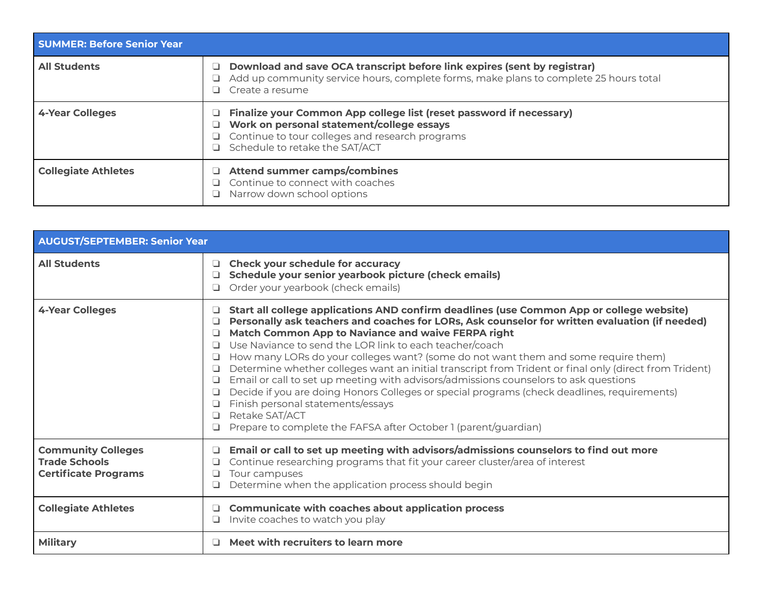| SUMMER: Before Senior Year | |
|---|---|
| **All Students** | ❑ **Download and save OCA transcript before link expires (sent by registrar)**<br>❑ Add up community service hours, complete forms, make plans to complete 25 hours total<br>❑ Create a resume |
| **4-Year Colleges** | ❑ **Finalize your Common App college list (reset password if necessary)**<br>❑ **Work on personal statement/college essays**<br>❑ Continue to tour colleges and research programs<br>❑ Schedule to retake the SAT/ACT |
| **Collegiate Athletes** | ❑ **Attend summer camps/combines**<br>❑ Continue to connect with coaches<br>❑ Narrow down school options |

| AUGUST/SEPTEMBER: Senior Year | |
|---|---|
| **All Students** | ❑ **Check your schedule for accuracy**<br>❑ **Schedule your senior yearbook picture (check emails)**<br>❑ Order your yearbook (check emails) |
| **4-Year Colleges** | ❑ **Start all college applications AND confirm deadlines (use Common App or college website)**<br>❑ **Personally ask teachers and coaches for LORs, Ask counselor for written evaluation (if needed)**<br>❑ **Match Common App to Naviance and waive FERPA right**<br>❑ Use Naviance to send the LOR link to each teacher/coach<br>❑ How many LORs do your colleges want? (some do not want them and some require them)<br>❑ Determine whether colleges want an initial transcript from Trident or final only (direct from Trident)<br>❑ Email or call to set up meeting with advisors/admissions counselors to ask questions<br>❑ Decide if you are doing Honors Colleges or special programs (check deadlines, requirements)<br>❑ Finish personal statements/essays<br>❑ Retake SAT/ACT<br>❑ Prepare to complete the FAFSA after October 1 (parent/guardian) |
| **Community Colleges**<br>**Trade Schools**<br>**Certificate Programs** | ❑ **Email or call to set up meeting with advisors/admissions counselors to find out more**<br>❑ Continue researching programs that fit your career cluster/area of interest<br>❑ Tour campuses<br>❑ Determine when the application process should begin |
| **Collegiate Athletes** | ❑ **Communicate with coaches about application process**<br>❑ Invite coaches to watch you play |
| **Military** | ❑ **Meet with recruiters to learn more** |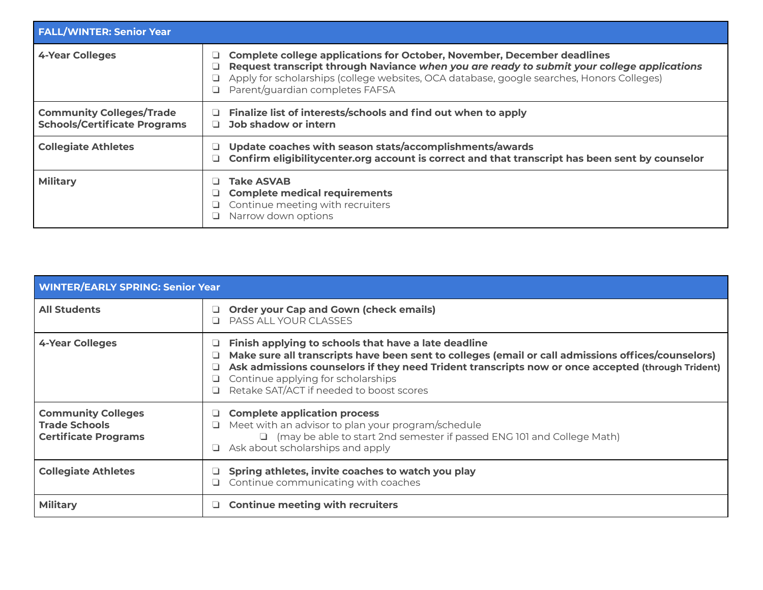| FALL/WINTER: Senior Year | |
|---|---|
| **4-Year Colleges** | ❑ **Complete college applications for October, November, December deadlines**<br>❑ **Request transcript through Naviance *when you are ready to submit your college applications***<br>❑ Apply for scholarships (college websites, OCA database, google searches, Honors Colleges)<br>❑ Parent/guardian completes FAFSA |
| **Community Colleges/Trade Schools/Certificate Programs** | ❑ **Finalize list of interests/schools and find out when to apply**<br>❑ **Job shadow or intern** |
| **Collegiate Athletes** | ❑ **Update coaches with season stats/accomplishments/awards**<br>❑ **Confirm eligibilitycenter.org account is correct and that transcript has been sent by counselor** |
| **Military** | ❑ **Take ASVAB**<br>❑ **Complete medical requirements**<br>❑ Continue meeting with recruiters<br>❑ Narrow down options |

| WINTER/EARLY SPRING: Senior Year | |
|---|---|
| **All Students** | ❑ **Order your Cap and Gown (check emails)**<br>❑ PASS ALL YOUR CLASSES |
| **4-Year Colleges** | ❑ **Finish applying to schools that have a late deadline**<br>❑ **Make sure all transcripts have been sent to colleges (email or call admissions offices/counselors)**<br>❑ **Ask admissions counselors if they need Trident transcripts now or once accepted (through Trident)**<br>❑ Continue applying for scholarships<br>❑ Retake SAT/ACT if needed to boost scores |
| **Community Colleges**<br>**Trade Schools**<br>**Certificate Programs** | ❑ **Complete application process**<br>❑ Meet with an advisor to plan your program/schedule<br>&nbsp;&nbsp;&nbsp;&nbsp;❑ (may be able to start 2nd semester if passed ENG 101 and College Math)<br>❑ Ask about scholarships and apply |
| **Collegiate Athletes** | ❑ **Spring athletes, invite coaches to watch you play**<br>❑ Continue communicating with coaches |
| **Military** | ❑ **Continue meeting with recruiters** |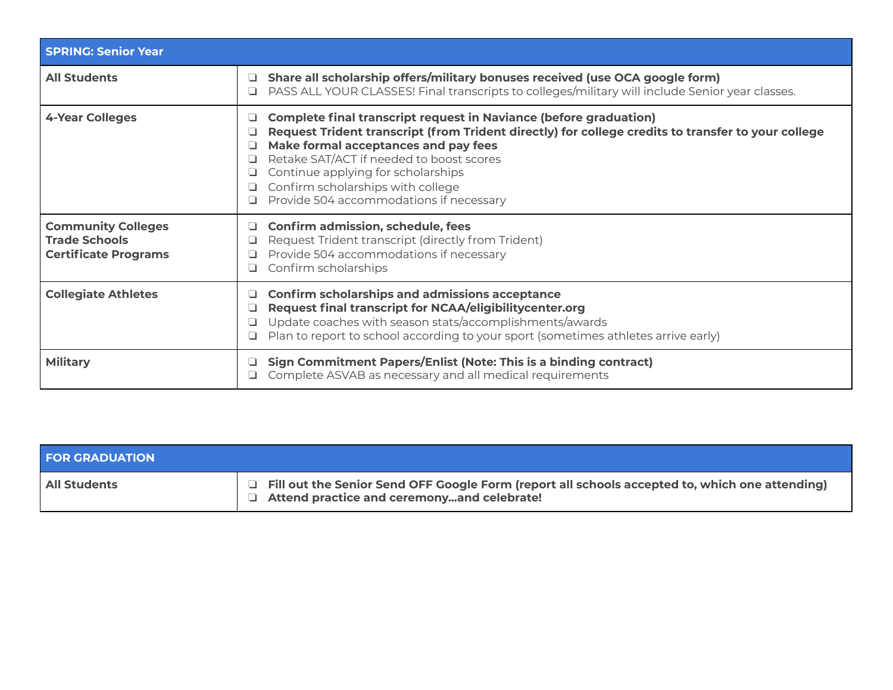| SPRING: Senior Year | |
|---|---|
| **All Students** | ❑ **Share all scholarship offers/military bonuses received (use OCA google form)**<br>❑ PASS ALL YOUR CLASSES! Final transcripts to colleges/military will include Senior year classes. |
| **4-Year Colleges** | ❑ **Complete final transcript request in Naviance (before graduation)**<br>❑ **Request Trident transcript (from Trident directly) for college credits to transfer to your college**<br>❑ **Make formal acceptances and pay fees**<br>❑ Retake SAT/ACT if needed to boost scores<br>❑ Continue applying for scholarships<br>❑ Confirm scholarships with college<br>❑ Provide 504 accommodations if necessary |
| **Community Colleges**<br>**Trade Schools**<br>**Certificate Programs** | ❑ **Confirm admission, schedule, fees**<br>❑ Request Trident transcript (directly from Trident)<br>❑ Provide 504 accommodations if necessary<br>❑ Confirm scholarships |
| **Collegiate Athletes** | ❑ **Confirm scholarships and admissions acceptance**<br>❑ **Request final transcript for NCAA/eligibilitycenter.org**<br>❑ Update coaches with season stats/accomplishments/awards<br>❑ Plan to report to school according to your sport (sometimes athletes arrive early) |
| **Military** | ❑ **Sign Commitment Papers/Enlist (Note: This is a binding contract)**<br>❑ Complete ASVAB as necessary and all medical requirements |

| FOR GRADUATION | |
|---|---|
| **All Students** | ❑ **Fill out the Senior Send OFF Google Form (report all schools accepted to, which one attending)**<br>❑ **Attend practice and ceremony…and celebrate!** |